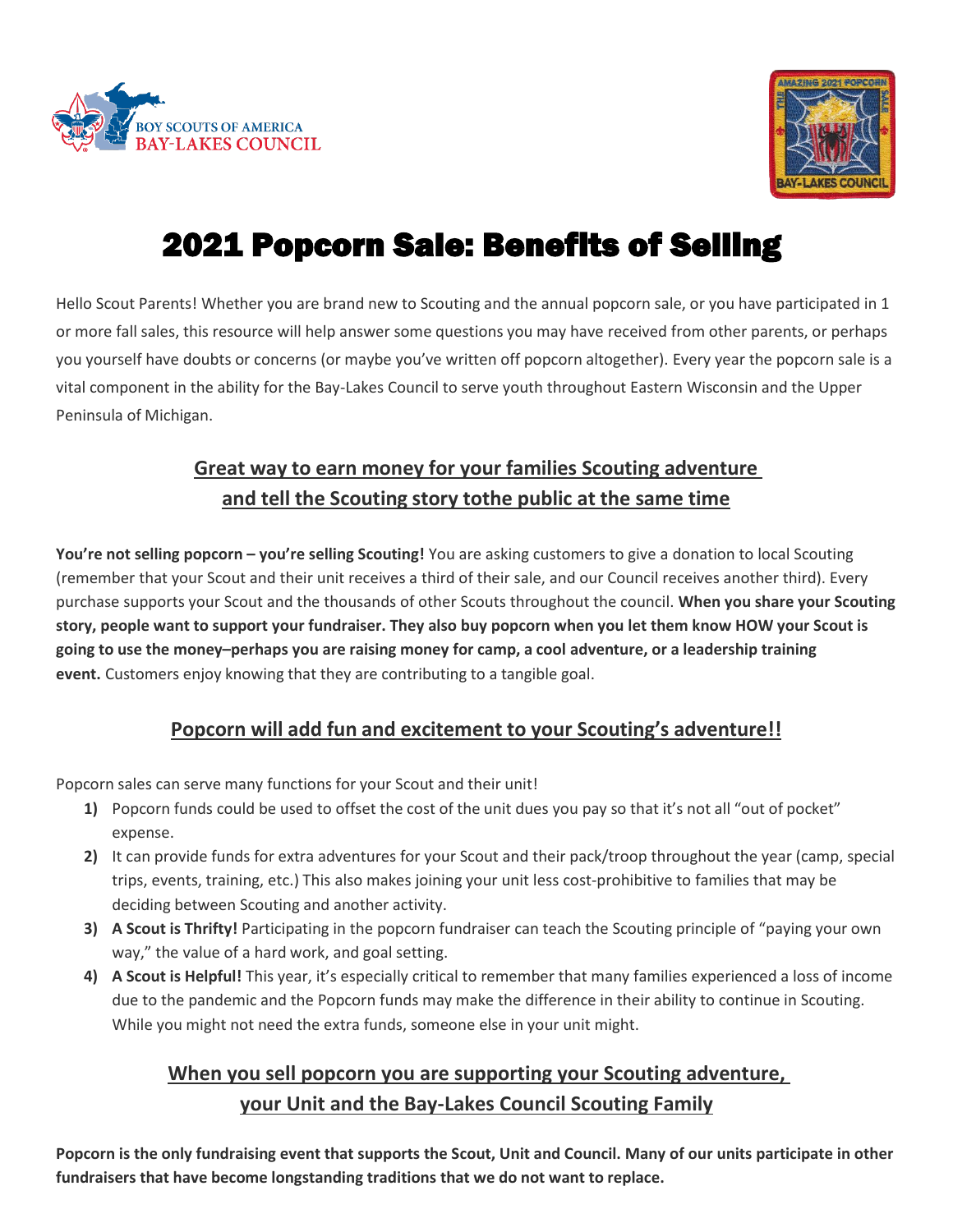# 2021 Popcorn Sale: Benefits of Selling

Hello Scout Parents! Whether you are brand new to Scouting and the annual popcorn sale, or you have participated in 1 or more fall sales, this resource will help answer some questions you may have received from other parents, or perhaps you yourself have doubts or concerns (or maybe you've written off popcorn altogether). Every year the popcorn sale is a vital component in the ability for the Bay-Lakes Council to serve youth throughout Eastern Wisconsin and the Upper Peninsula of Michigan.

## Great way to earn money for your families Scouting adventure and tell the Scouting story tothe public at the same time

**You're not selling popcorn – you're selling Scouting!** You are asking customers to give a donation to local Scouting (remember that your Scout and their unit receives a third of their sale, and our Council receives another third). Every purchase supports your Scout and the thousands of other Scouts throughout the council. **When you share your Scouting story, people want to support your fundraiser. They also buy popcorn when you let them know HOW your Scout is going to use the money–perhaps you are raising money for camp, a cool adventure, or a leadership training event.** Customers enjoy knowing that they are contributing to a tangible goal.

## Popcorn will add fun and excitement to your Scouting's adventure!!

Popcorn sales can serve many functions for your Scout and their unit!

1) Popcorn funds could be used to offset the cost of the unit dues you pay so that it's not all "out of pocket" expense.
2) It can provide funds for extra adventures for your Scout and their pack/troop throughout the year (camp, special trips, events, training, etc.) This also makes joining your unit less cost-prohibitive to families that may be deciding between Scouting and another activity.
3) **A Scout is Thrifty!** Participating in the popcorn fundraiser can teach the Scouting principle of "paying your own way," the value of a hard work, and goal setting.
4) **A Scout is Helpful!** This year, it's especially critical to remember that many families experienced a loss of income due to the pandemic and the Popcorn funds may make the difference in their ability to continue in Scouting. While you might not need the extra funds, someone else in your unit might.

## When you sell popcorn you are supporting your Scouting adventure, your Unit and the Bay-Lakes Council Scouting Family

**Popcorn is the only fundraising event that supports the Scout, Unit and Council. Many of our units participate in other fundraisers that have become longstanding traditions that we do not want to replace.**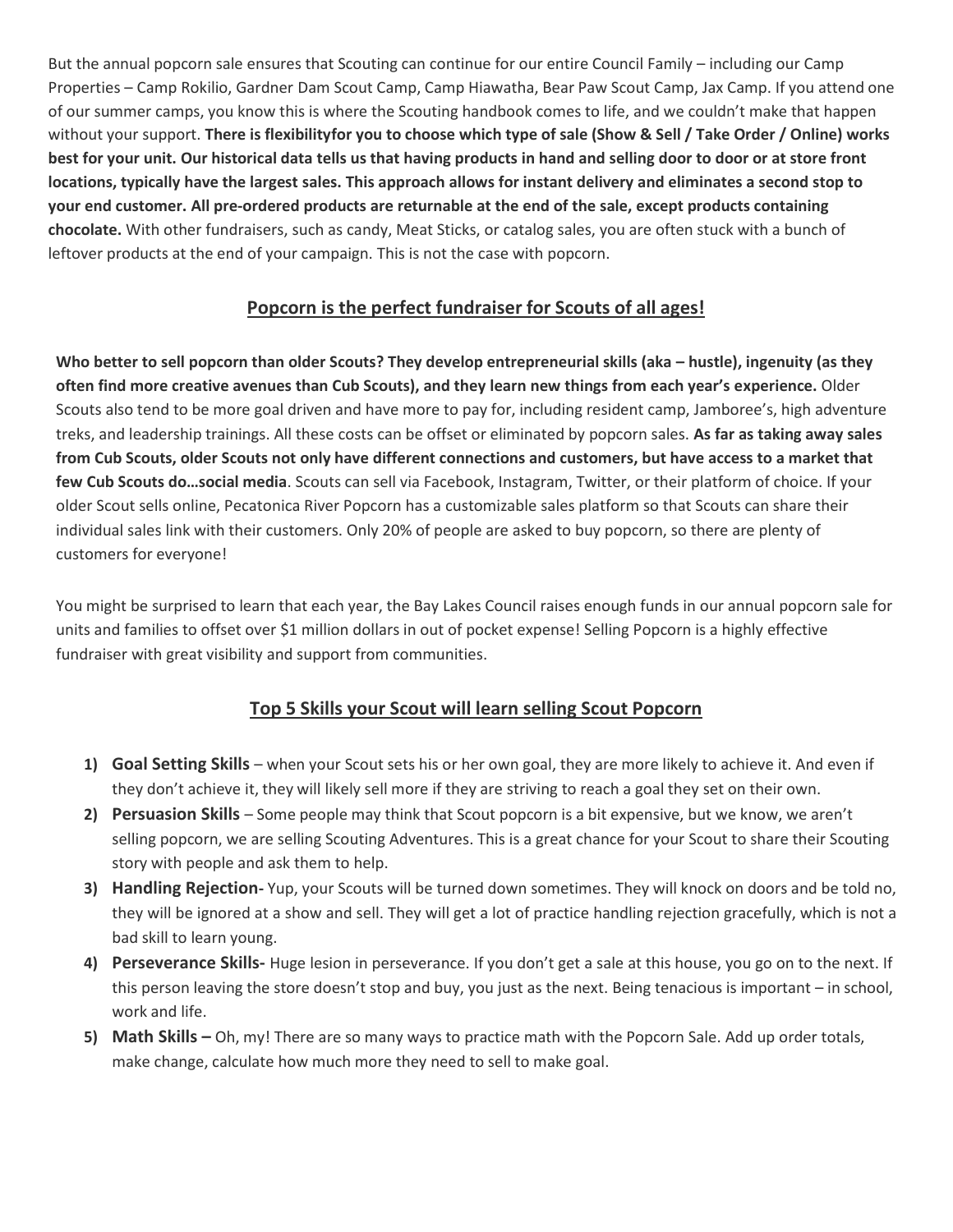But the annual popcorn sale ensures that Scouting can continue for our entire Council Family – including our Camp Properties – Camp Rokilio, Gardner Dam Scout Camp, Camp Hiawatha, Bear Paw Scout Camp, Jax Camp. If you attend one of our summer camps, you know this is where the Scouting handbook comes to life, and we couldn't make that happen without your support. **There is flexibilityfor you to choose which type of sale (Show & Sell / Take Order / Online) works best for your unit. Our historical data tells us that having products in hand and selling door to door or at store front locations, typically have the largest sales. This approach allows for instant delivery and eliminates a second stop to your end customer. All pre-ordered products are returnable at the end of the sale, except products containing chocolate.** With other fundraisers, such as candy, Meat Sticks, or catalog sales, you are often stuck with a bunch of leftover products at the end of your campaign. This is not the case with popcorn.

## Popcorn is the perfect fundraiser for Scouts of all ages!

**Who better to sell popcorn than older Scouts? They develop entrepreneurial skills (aka – hustle), ingenuity (as they often find more creative avenues than Cub Scouts), and they learn new things from each year's experience.** Older Scouts also tend to be more goal driven and have more to pay for, including resident camp, Jamboree's, high adventure treks, and leadership trainings. All these costs can be offset or eliminated by popcorn sales. **As far as taking away sales from Cub Scouts, older Scouts not only have different connections and customers, but have access to a market that few Cub Scouts do…social media**. Scouts can sell via Facebook, Instagram, Twitter, or their platform of choice. If your older Scout sells online, Pecatonica River Popcorn has a customizable sales platform so that Scouts can share their individual sales link with their customers. Only 20% of people are asked to buy popcorn, so there are plenty of customers for everyone!

You might be surprised to learn that each year, the Bay Lakes Council raises enough funds in our annual popcorn sale for units and families to offset over $1 million dollars in out of pocket expense! Selling Popcorn is a highly effective fundraiser with great visibility and support from communities.

## Top 5 Skills your Scout will learn selling Scout Popcorn

1) **Goal Setting Skills** – when your Scout sets his or her own goal, they are more likely to achieve it. And even if they don't achieve it, they will likely sell more if they are striving to reach a goal they set on their own.
2) **Persuasion Skills** – Some people may think that Scout popcorn is a bit expensive, but we know, we aren't selling popcorn, we are selling Scouting Adventures. This is a great chance for your Scout to share their Scouting story with people and ask them to help.
3) **Handling Rejection-** Yup, your Scouts will be turned down sometimes. They will knock on doors and be told no, they will be ignored at a show and sell. They will get a lot of practice handling rejection gracefully, which is not a bad skill to learn young.
4) **Perseverance Skills-** Huge lesion in perseverance. If you don't get a sale at this house, you go on to the next. If this person leaving the store doesn't stop and buy, you just as the next. Being tenacious is important – in school, work and life.
5) **Math Skills –** Oh, my! There are so many ways to practice math with the Popcorn Sale. Add up order totals, make change, calculate how much more they need to sell to make goal.